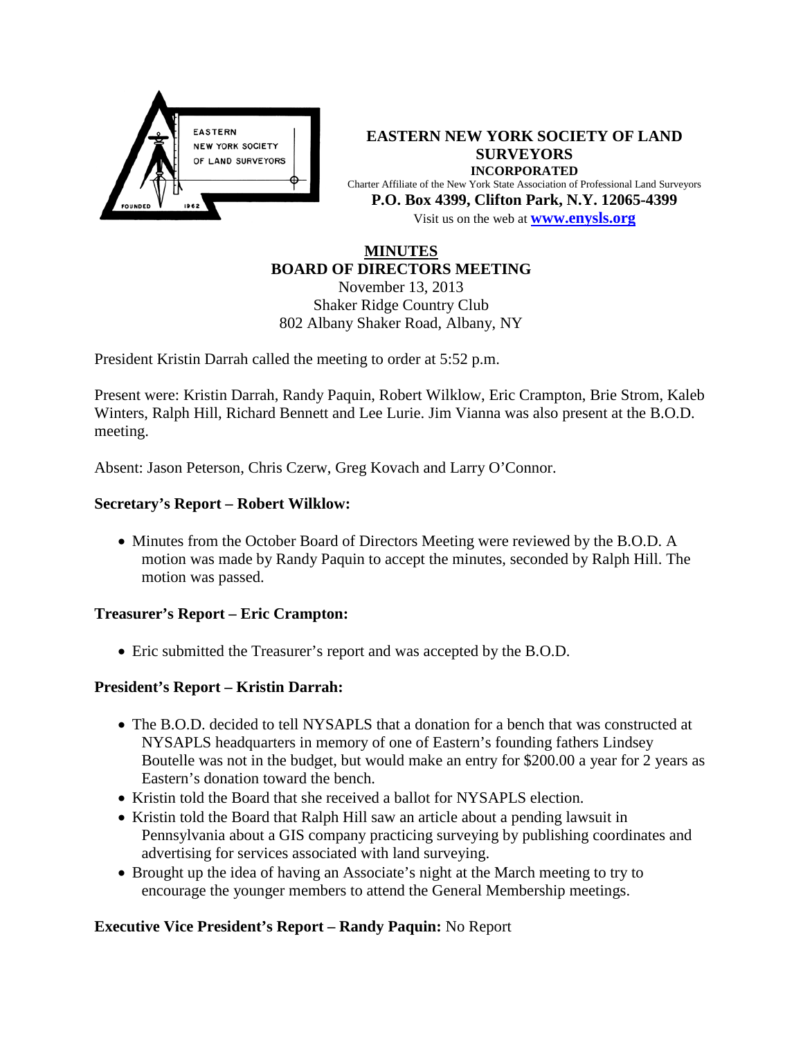**EASTERN NEW YORK SOCIETY OF LAND SURVEYORS**
**INCORPORATED**
Charter Affiliate of the New York State Association of Professional Land Surveyors
**P.O. Box 4399, Clifton Park, N.Y. 12065-4399**
Visit us on the web at **www.enysls.org**

# MINUTES
## BOARD OF DIRECTORS MEETING

November 13, 2013
Shaker Ridge Country Club
802 Albany Shaker Road, Albany, NY

President Kristin Darrah called the meeting to order at 5:52 p.m.

Present were: Kristin Darrah, Randy Paquin, Robert Wilklow, Eric Crampton, Brie Strom, Kaleb Winters, Ralph Hill, Richard Bennett and Lee Lurie. Jim Vianna was also present at the B.O.D. meeting.

Absent: Jason Peterson, Chris Czerw, Greg Kovach and Larry O'Connor.

### Secretary's Report – Robert Wilklow:

- Minutes from the October Board of Directors Meeting were reviewed by the B.O.D. A motion was made by Randy Paquin to accept the minutes, seconded by Ralph Hill. The motion was passed.

### Treasurer's Report – Eric Crampton:

- Eric submitted the Treasurer's report and was accepted by the B.O.D.

### President's Report – Kristin Darrah:

- The B.O.D. decided to tell NYSAPLS that a donation for a bench that was constructed at NYSAPLS headquarters in memory of one of Eastern's founding fathers Lindsey Boutelle was not in the budget, but would make an entry for $200.00 a year for 2 years as Eastern's donation toward the bench.
- Kristin told the Board that she received a ballot for NYSAPLS election.
- Kristin told the Board that Ralph Hill saw an article about a pending lawsuit in Pennsylvania about a GIS company practicing surveying by publishing coordinates and advertising for services associated with land surveying.
- Brought up the idea of having an Associate's night at the March meeting to try to encourage the younger members to attend the General Membership meetings.

**Executive Vice President's Report – Randy Paquin:** No Report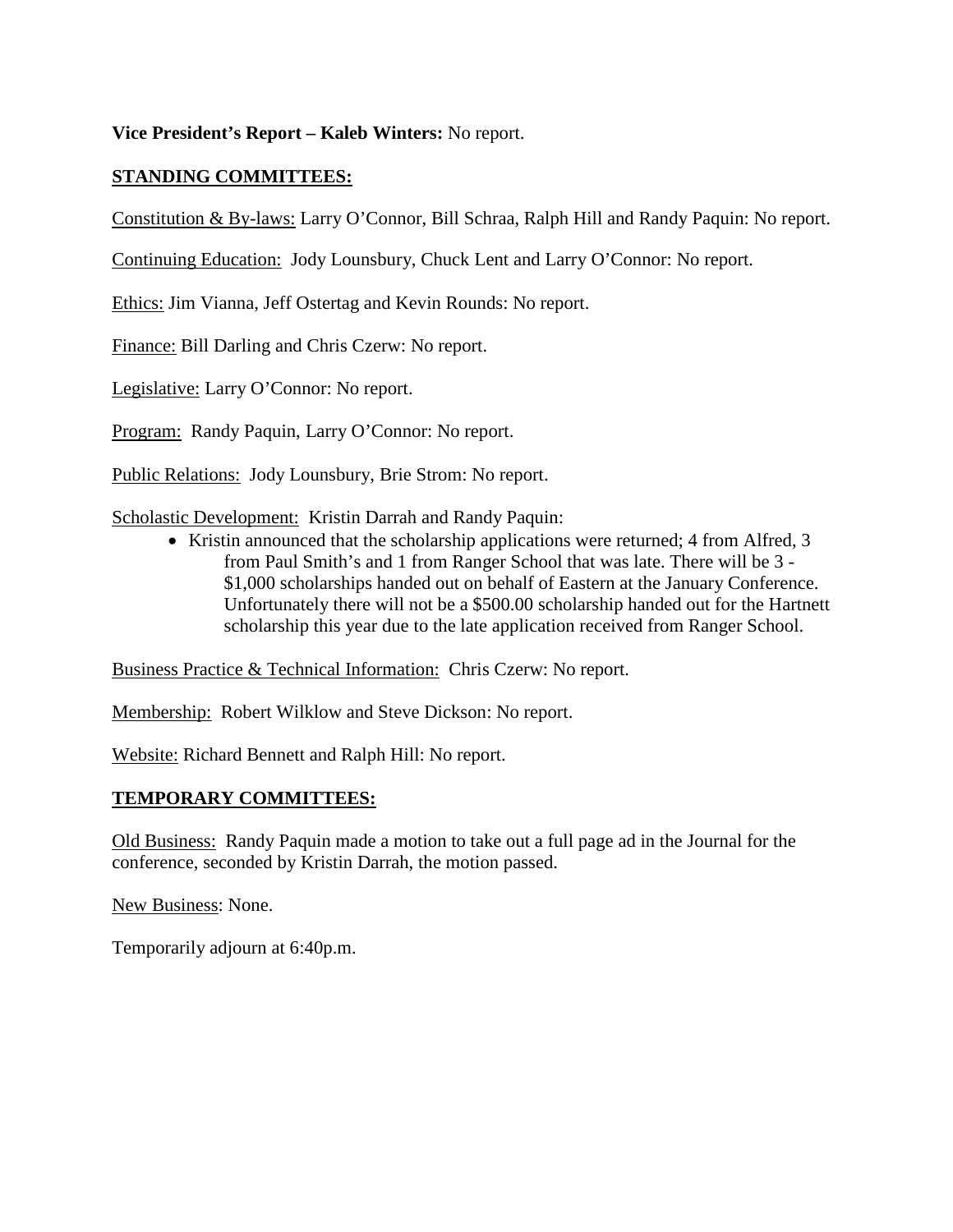**Vice President's Report – Kaleb Winters:** No report.

**STANDING COMMITTEES:**

Constitution & By-laws: Larry O'Connor, Bill Schraa, Ralph Hill and Randy Paquin: No report.

Continuing Education: Jody Lounsbury, Chuck Lent and Larry O'Connor: No report.

Ethics: Jim Vianna, Jeff Ostertag and Kevin Rounds: No report.

Finance: Bill Darling and Chris Czerw: No report.

Legislative: Larry O'Connor: No report.

Program: Randy Paquin, Larry O'Connor: No report.

Public Relations: Jody Lounsbury, Brie Strom: No report.

Scholastic Development: Kristin Darrah and Randy Paquin:

- Kristin announced that the scholarship applications were returned; 4 from Alfred, 3 from Paul Smith's and 1 from Ranger School that was late. There will be 3 - $1,000 scholarships handed out on behalf of Eastern at the January Conference. Unfortunately there will not be a $500.00 scholarship handed out for the Hartnett scholarship this year due to the late application received from Ranger School.

Business Practice & Technical Information: Chris Czerw: No report.

Membership: Robert Wilklow and Steve Dickson: No report.

Website: Richard Bennett and Ralph Hill: No report.

**TEMPORARY COMMITTEES:**

Old Business: Randy Paquin made a motion to take out a full page ad in the Journal for the conference, seconded by Kristin Darrah, the motion passed.

New Business: None.

Temporarily adjourn at 6:40p.m.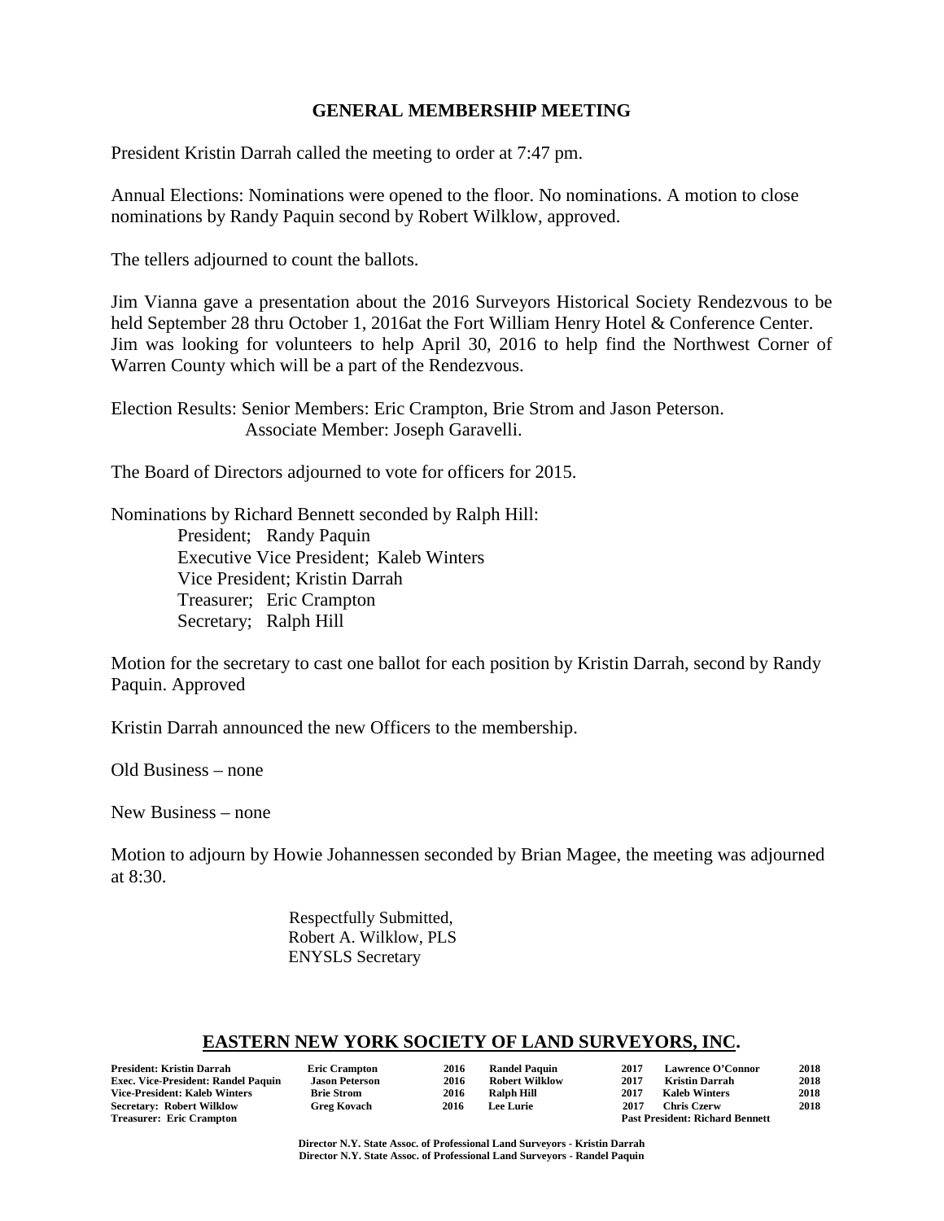## GENERAL MEMBERSHIP MEETING

President Kristin Darrah called the meeting to order at 7:47 pm.

Annual Elections: Nominations were opened to the floor. No nominations. A motion to close nominations by Randy Paquin second by Robert Wilklow, approved.

The tellers adjourned to count the ballots.

Jim Vianna gave a presentation about the 2016 Surveyors Historical Society Rendezvous to be held September 28 thru October 1, 2016at the Fort William Henry Hotel & Conference Center. Jim was looking for volunteers to help April 30, 2016 to help find the Northwest Corner of Warren County which will be a part of the Rendezvous.

Election Results: Senior Members: Eric Crampton, Brie Strom and Jason Peterson.
Associate Member: Joseph Garavelli.

The Board of Directors adjourned to vote for officers for 2015.

Nominations by Richard Bennett seconded by Ralph Hill:

- President; Randy Paquin
- Executive Vice President; Kaleb Winters
- Vice President; Kristin Darrah
- Treasurer; Eric Crampton
- Secretary; Ralph Hill

Motion for the secretary to cast one ballot for each position by Kristin Darrah, second by Randy Paquin. Approved

Kristin Darrah announced the new Officers to the membership.

Old Business – none

New Business – none

Motion to adjourn by Howie Johannessen seconded by Brian Magee, the meeting was adjourned at 8:30.

Respectfully Submitted,
Robert A. Wilklow, PLS
ENYSLS Secretary

## EASTERN NEW YORK SOCIETY OF LAND SURVEYORS, INC.

| | | | | | | | |
|---|---|---|---|---|---|---|---|
| **President: Kristin Darrah** | **Eric Crampton** | **2016** | **Randel Paquin** | **2017** | **Lawrence O'Connor** | **2018** |
| **Exec. Vice-President: Randel Paquin** | **Jason Peterson** | **2016** | **Robert Wilklow** | **2017** | **Kristin Darrah** | **2018** |
| **Vice-President: Kaleb Winters** | **Brie Strom** | **2016** | **Ralph Hill** | **2017** | **Kaleb Winters** | **2018** |
| **Secretary: Robert Wilklow** | **Greg Kovach** | **2016** | **Lee Lurie** | **2017** | **Chris Czerw** | **2018** |
| **Treasurer: Eric Crampton** | | | | **Past President: Richard Bennett** | | |

**Director N.Y. State Assoc. of Professional Land Surveyors - Kristin Darrah**
**Director N.Y. State Assoc. of Professional Land Surveyors - Randel Paquin**